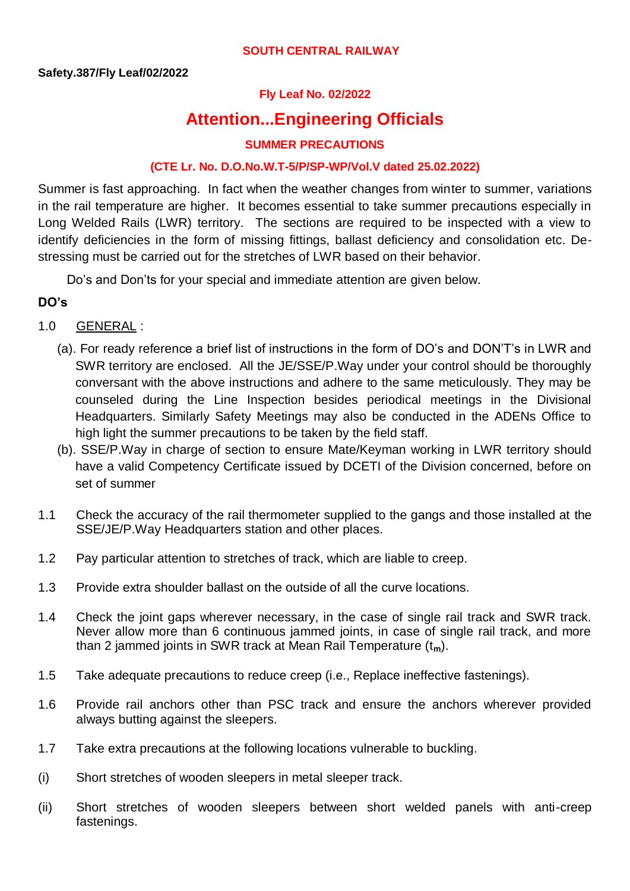**SOUTH CENTRAL RAILWAY**

**Safety.387/Fly Leaf/02/2022**

**Fly Leaf No. 02/2022**

# Attention...Engineering Officials

## SUMMER PRECAUTIONS

**(CTE Lr. No. D.O.No.W.T-5/P/SP-WP/Vol.V dated 25.02.2022)**

Summer is fast approaching. In fact when the weather changes from winter to summer, variations in the rail temperature are higher. It becomes essential to take summer precautions especially in Long Welded Rails (LWR) territory. The sections are required to be inspected with a view to identify deficiencies in the form of missing fittings, ballast deficiency and consolidation etc. De-stressing must be carried out for the stretches of LWR based on their behavior.

Do's and Don'ts for your special and immediate attention are given below.

**DO's**

1.0 GENERAL :

(a). For ready reference a brief list of instructions in the form of DO's and DON'T's in LWR and SWR territory are enclosed. All the JE/SSE/P.Way under your control should be thoroughly conversant with the above instructions and adhere to the same meticulously. They may be counseled during the Line Inspection besides periodical meetings in the Divisional Headquarters. Similarly Safety Meetings may also be conducted in the ADENs Office to high light the summer precautions to be taken by the field staff.

(b). SSE/P.Way in charge of section to ensure Mate/Keyman working in LWR territory should have a valid Competency Certificate issued by DCETI of the Division concerned, before on set of summer

1.1 Check the accuracy of the rail thermometer supplied to the gangs and those installed at the SSE/JE/P.Way Headquarters station and other places.

1.2 Pay particular attention to stretches of track, which are liable to creep.

1.3 Provide extra shoulder ballast on the outside of all the curve locations.

1.4 Check the joint gaps wherever necessary, in the case of single rail track and SWR track. Never allow more than 6 continuous jammed joints, in case of single rail track, and more than 2 jammed joints in SWR track at Mean Rail Temperature ($t_m$).

1.5 Take adequate precautions to reduce creep (i.e., Replace ineffective fastenings).

1.6 Provide rail anchors other than PSC track and ensure the anchors wherever provided always butting against the sleepers.

1.7 Take extra precautions at the following locations vulnerable to buckling.

(i) Short stretches of wooden sleepers in metal sleeper track.

(ii) Short stretches of wooden sleepers between short welded panels with anti-creep fastenings.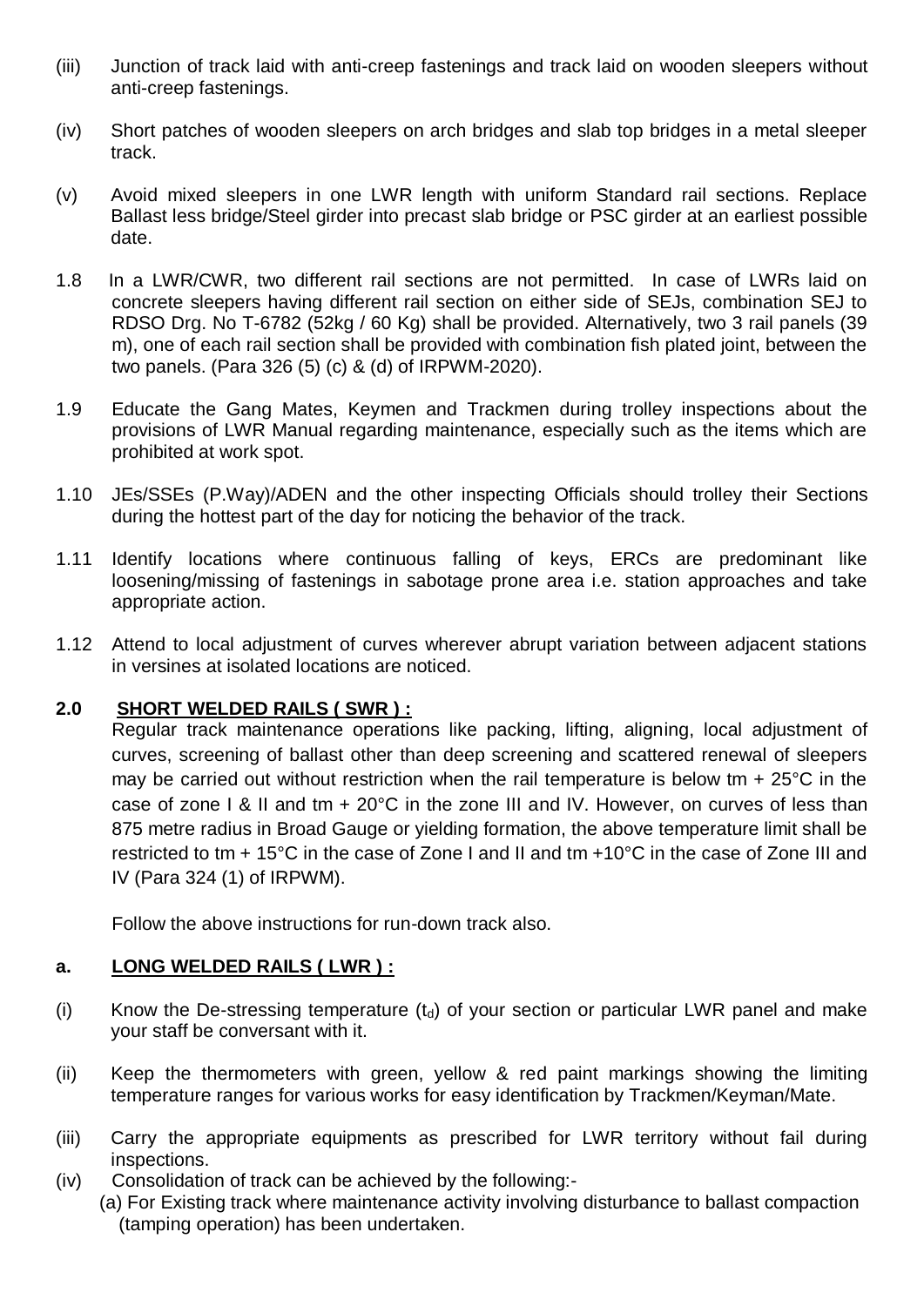(iii) Junction of track laid with anti-creep fastenings and track laid on wooden sleepers without anti-creep fastenings.

(iv) Short patches of wooden sleepers on arch bridges and slab top bridges in a metal sleeper track.

(v) Avoid mixed sleepers in one LWR length with uniform Standard rail sections. Replace Ballast less bridge/Steel girder into precast slab bridge or PSC girder at an earliest possible date.

1.8 In a LWR/CWR, two different rail sections are not permitted. In case of LWRs laid on concrete sleepers having different rail section on either side of SEJs, combination SEJ to RDSO Drg. No T-6782 (52kg / 60 Kg) shall be provided. Alternatively, two 3 rail panels (39 m), one of each rail section shall be provided with combination fish plated joint, between the two panels. (Para 326 (5) (c) & (d) of IRPWM-2020).

1.9 Educate the Gang Mates, Keymen and Trackmen during trolley inspections about the provisions of LWR Manual regarding maintenance, especially such as the items which are prohibited at work spot.

1.10 JEs/SSEs (P.Way)/ADEN and the other inspecting Officials should trolley their Sections during the hottest part of the day for noticing the behavior of the track.

1.11 Identify locations where continuous falling of keys, ERCs are predominant like loosening/missing of fastenings in sabotage prone area i.e. station approaches and take appropriate action.

1.12 Attend to local adjustment of curves wherever abrupt variation between adjacent stations in versines at isolated locations are noticed.

## 2.0 SHORT WELDED RAILS ( SWR ) :

Regular track maintenance operations like packing, lifting, aligning, local adjustment of curves, screening of ballast other than deep screening and scattered renewal of sleepers may be carried out without restriction when the rail temperature is below tm + 25°C in the case of zone I & II and tm + 20°C in the zone III and IV. However, on curves of less than 875 metre radius in Broad Gauge or yielding formation, the above temperature limit shall be restricted to tm + 15°C in the case of Zone I and II and tm +10°C in the case of Zone III and IV (Para 324 (1) of IRPWM).

Follow the above instructions for run-down track also.

## a. LONG WELDED RAILS ( LWR ) :

(i) Know the De-stressing temperature ($t_d$) of your section or particular LWR panel and make your staff be conversant with it.

(ii) Keep the thermometers with green, yellow & red paint markings showing the limiting temperature ranges for various works for easy identification by Trackmen/Keyman/Mate.

(iii) Carry the appropriate equipments as prescribed for LWR territory without fail during inspections.

(iv) Consolidation of track can be achieved by the following:-

(a) For Existing track where maintenance activity involving disturbance to ballast compaction (tamping operation) has been undertaken.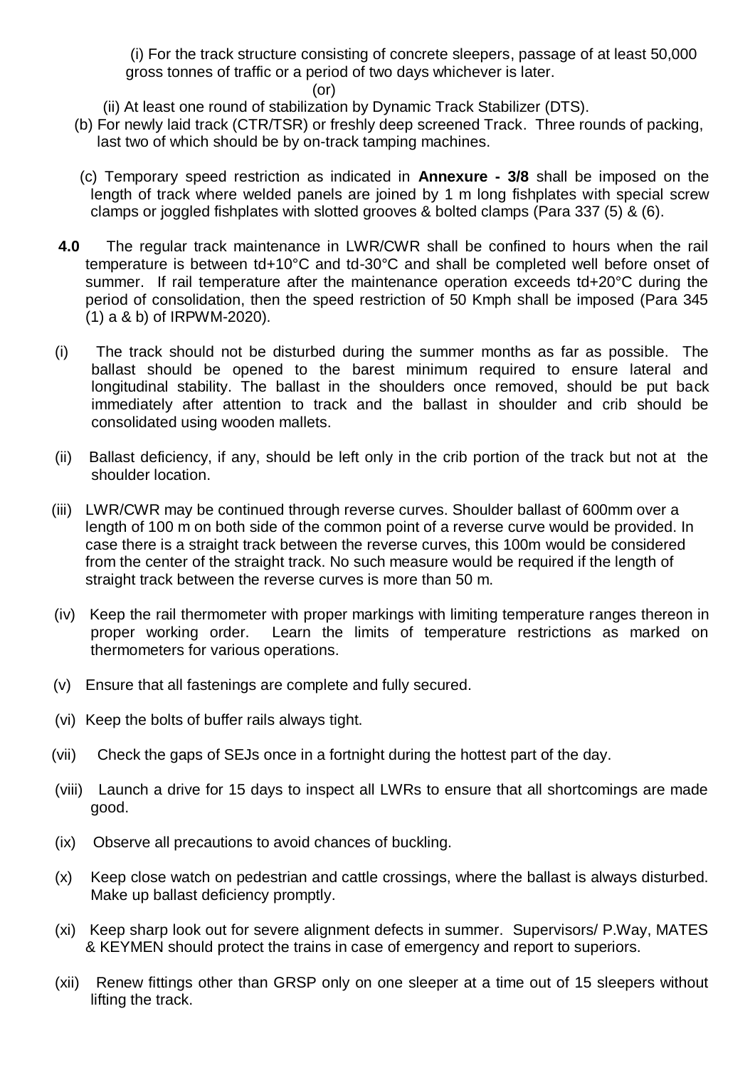(i) For the track structure consisting of concrete sleepers, passage of at least 50,000 gross tonnes of traffic or a period of two days whichever is later.

(or)

(ii) At least one round of stabilization by Dynamic Track Stabilizer (DTS).

(b) For newly laid track (CTR/TSR) or freshly deep screened Track. Three rounds of packing, last two of which should be by on-track tamping machines.

(c) Temporary speed restriction as indicated in **Annexure - 3/8** shall be imposed on the length of track where welded panels are joined by 1 m long fishplates with special screw clamps or joggled fishplates with slotted grooves & bolted clamps (Para 337 (5) & (6).

**4.0** The regular track maintenance in LWR/CWR shall be confined to hours when the rail temperature is between td+10°C and td-30°C and shall be completed well before onset of summer. If rail temperature after the maintenance operation exceeds td+20°C during the period of consolidation, then the speed restriction of 50 Kmph shall be imposed (Para 345 (1) a & b) of IRPWM-2020).

(i) The track should not be disturbed during the summer months as far as possible. The ballast should be opened to the barest minimum required to ensure lateral and longitudinal stability. The ballast in the shoulders once removed, should be put back immediately after attention to track and the ballast in shoulder and crib should be consolidated using wooden mallets.

(ii) Ballast deficiency, if any, should be left only in the crib portion of the track but not at the shoulder location.

(iii) LWR/CWR may be continued through reverse curves. Shoulder ballast of 600mm over a length of 100 m on both side of the common point of a reverse curve would be provided. In case there is a straight track between the reverse curves, this 100m would be considered from the center of the straight track. No such measure would be required if the length of straight track between the reverse curves is more than 50 m.

(iv) Keep the rail thermometer with proper markings with limiting temperature ranges thereon in proper working order. Learn the limits of temperature restrictions as marked on thermometers for various operations.

(v) Ensure that all fastenings are complete and fully secured.

(vi) Keep the bolts of buffer rails always tight.

(vii) Check the gaps of SEJs once in a fortnight during the hottest part of the day.

(viii) Launch a drive for 15 days to inspect all LWRs to ensure that all shortcomings are made good.

(ix) Observe all precautions to avoid chances of buckling.

(x) Keep close watch on pedestrian and cattle crossings, where the ballast is always disturbed. Make up ballast deficiency promptly.

(xi) Keep sharp look out for severe alignment defects in summer. Supervisors/ P.Way, MATES & KEYMEN should protect the trains in case of emergency and report to superiors.

(xii) Renew fittings other than GRSP only on one sleeper at a time out of 15 sleepers without lifting the track.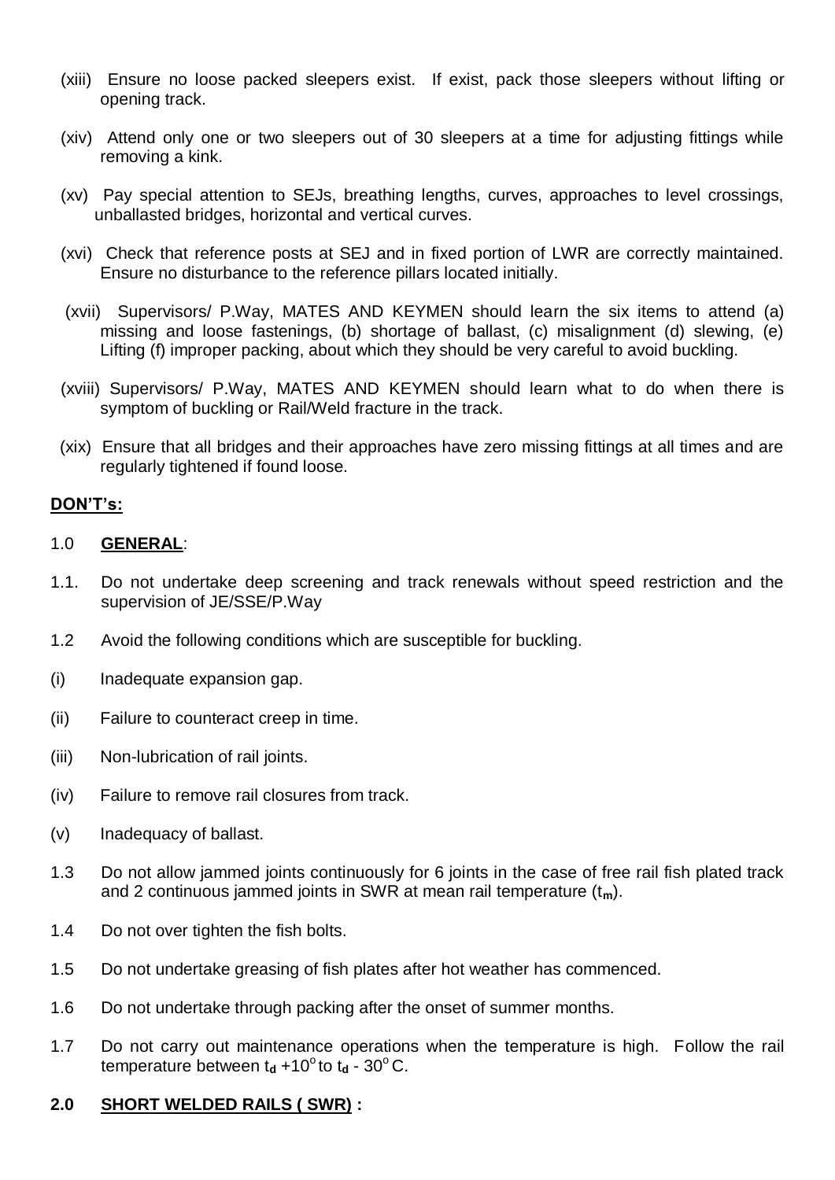(xiii) Ensure no loose packed sleepers exist. If exist, pack those sleepers without lifting or opening track.

(xiv) Attend only one or two sleepers out of 30 sleepers at a time for adjusting fittings while removing a kink.

(xv) Pay special attention to SEJs, breathing lengths, curves, approaches to level crossings, unballasted bridges, horizontal and vertical curves.

(xvi) Check that reference posts at SEJ and in fixed portion of LWR are correctly maintained. Ensure no disturbance to the reference pillars located initially.

(xvii) Supervisors/ P.Way, MATES AND KEYMEN should learn the six items to attend (a) missing and loose fastenings, (b) shortage of ballast, (c) misalignment (d) slewing, (e) Lifting (f) improper packing, about which they should be very careful to avoid buckling.

(xviii) Supervisors/ P.Way, MATES AND KEYMEN should learn what to do when there is symptom of buckling or Rail/Weld fracture in the track.

(xix) Ensure that all bridges and their approaches have zero missing fittings at all times and are regularly tightened if found loose.

**DON'T's:**

1.0 **GENERAL**:

1.1. Do not undertake deep screening and track renewals without speed restriction and the supervision of JE/SSE/P.Way

1.2 Avoid the following conditions which are susceptible for buckling.

(i) Inadequate expansion gap.

(ii) Failure to counteract creep in time.

(iii) Non-lubrication of rail joints.

(iv) Failure to remove rail closures from track.

(v) Inadequacy of ballast.

1.3 Do not allow jammed joints continuously for 6 joints in the case of free rail fish plated track and 2 continuous jammed joints in SWR at mean rail temperature ($t_m$).

1.4 Do not over tighten the fish bolts.

1.5 Do not undertake greasing of fish plates after hot weather has commenced.

1.6 Do not undertake through packing after the onset of summer months.

1.7 Do not carry out maintenance operations when the temperature is high. Follow the rail temperature between $t_d$ +10$^o$ to $t_d$ - 30$^o$ C.

**2.0 SHORT WELDED RAILS ( SWR) :**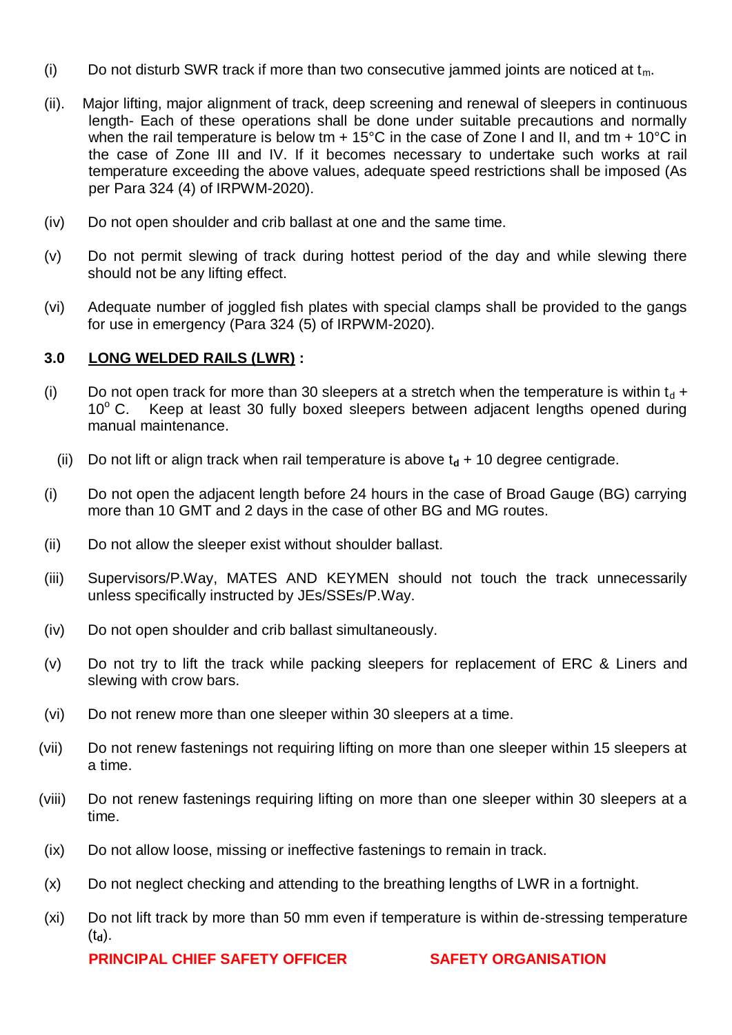(i) Do not disturb SWR track if more than two consecutive jammed joints are noticed at $t_m$.

(ii). Major lifting, major alignment of track, deep screening and renewal of sleepers in continuous length- Each of these operations shall be done under suitable precautions and normally when the rail temperature is below tm + 15°C in the case of Zone I and II, and tm + 10°C in the case of Zone III and IV. If it becomes necessary to undertake such works at rail temperature exceeding the above values, adequate speed restrictions shall be imposed (As per Para 324 (4) of IRPWM-2020).

(iv) Do not open shoulder and crib ballast at one and the same time.

(v) Do not permit slewing of track during hottest period of the day and while slewing there should not be any lifting effect.

(vi) Adequate number of joggled fish plates with special clamps shall be provided to the gangs for use in emergency (Para 324 (5) of IRPWM-2020).

**3.0 <u>LONG WELDED RAILS (LWR)</u> :**

(i) Do not open track for more than 30 sleepers at a stretch when the temperature is within $t_d$ + 10$^o$ C. Keep at least 30 fully boxed sleepers between adjacent lengths opened during manual maintenance.

(ii) Do not lift or align track when rail temperature is above $t_d$ + 10 degree centigrade.

(i) Do not open the adjacent length before 24 hours in the case of Broad Gauge (BG) carrying more than 10 GMT and 2 days in the case of other BG and MG routes.

(ii) Do not allow the sleeper exist without shoulder ballast.

(iii) Supervisors/P.Way, MATES AND KEYMEN should not touch the track unnecessarily unless specifically instructed by JEs/SSEs/P.Way.

(iv) Do not open shoulder and crib ballast simultaneously.

(v) Do not try to lift the track while packing sleepers for replacement of ERC & Liners and slewing with crow bars.

(vi) Do not renew more than one sleeper within 30 sleepers at a time.

(vii) Do not renew fastenings not requiring lifting on more than one sleeper within 15 sleepers at a time.

(viii) Do not renew fastenings requiring lifting on more than one sleeper within 30 sleepers at a time.

(ix) Do not allow loose, missing or ineffective fastenings to remain in track.

(x) Do not neglect checking and attending to the breathing lengths of LWR in a fortnight.

(xi) Do not lift track by more than 50 mm even if temperature is within de-stressing temperature ($t_d$).

**PRINCIPAL CHIEF SAFETY OFFICER SAFETY ORGANISATION**